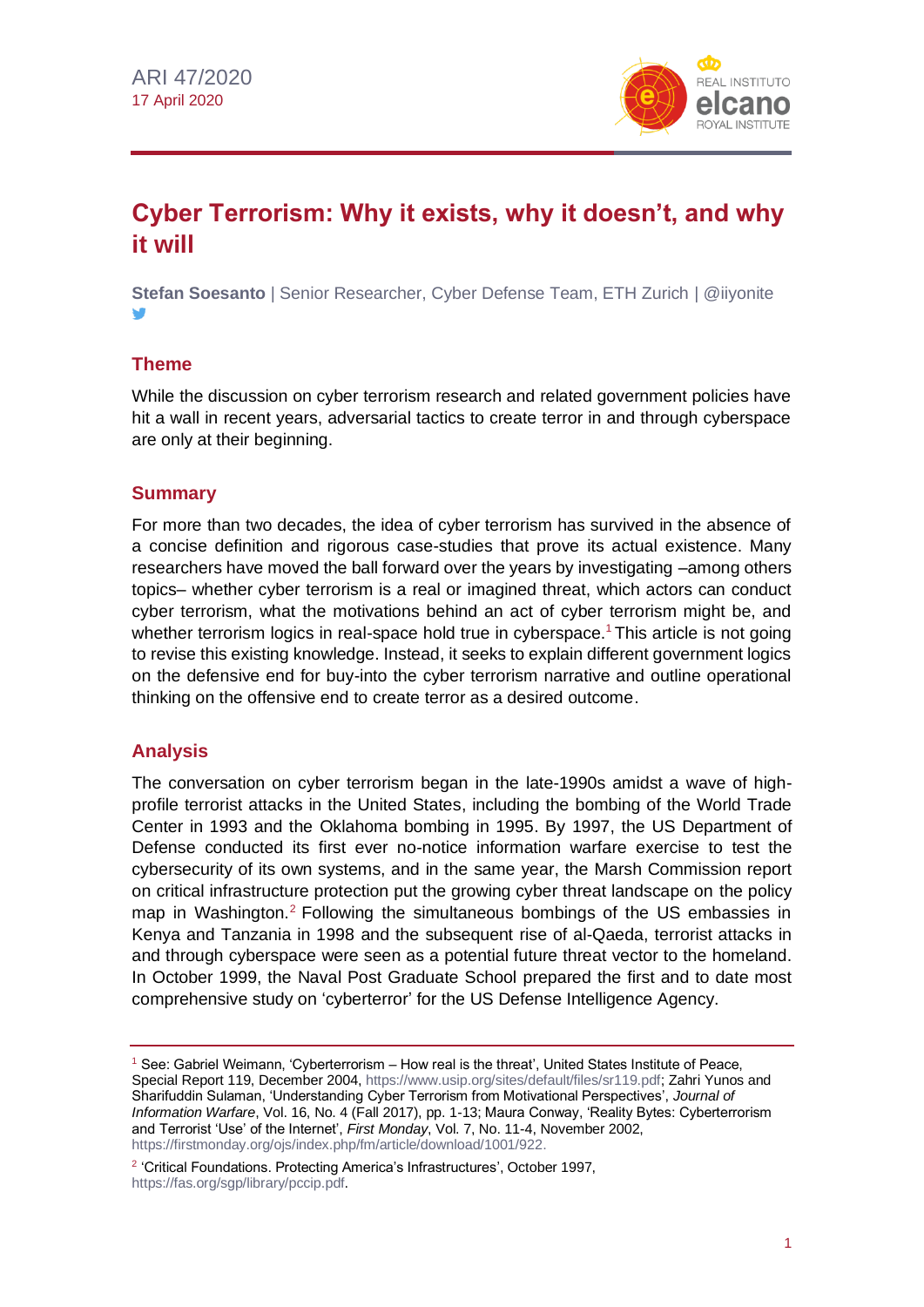ARI 47/2020
17 April 2020

# Cyber Terrorism: Why it exists, why it doesn't, and why it will

**Stefan Soesanto** | Senior Researcher, Cyber Defense Team, ETH Zurich | @iiyonite

## Theme

While the discussion on cyber terrorism research and related government policies have hit a wall in recent years, adversarial tactics to create terror in and through cyberspace are only at their beginning.

## Summary

For more than two decades, the idea of cyber terrorism has survived in the absence of a concise definition and rigorous case-studies that prove its actual existence. Many researchers have moved the ball forward over the years by investigating –among others topics– whether cyber terrorism is a real or imagined threat, which actors can conduct cyber terrorism, what the motivations behind an act of cyber terrorism might be, and whether terrorism logics in real-space hold true in cyberspace.[1] This article is not going to revise this existing knowledge. Instead, it seeks to explain different government logics on the defensive end for buy-into the cyber terrorism narrative and outline operational thinking on the offensive end to create terror as a desired outcome.

## Analysis

The conversation on cyber terrorism began in the late-1990s amidst a wave of high-profile terrorist attacks in the United States, including the bombing of the World Trade Center in 1993 and the Oklahoma bombing in 1995. By 1997, the US Department of Defense conducted its first ever no-notice information warfare exercise to test the cybersecurity of its own systems, and in the same year, the Marsh Commission report on critical infrastructure protection put the growing cyber threat landscape on the policy map in Washington.[2] Following the simultaneous bombings of the US embassies in Kenya and Tanzania in 1998 and the subsequent rise of al-Qaeda, terrorist attacks in and through cyberspace were seen as a potential future threat vector to the homeland. In October 1999, the Naval Post Graduate School prepared the first and to date most comprehensive study on 'cyberterror' for the US Defense Intelligence Agency.

---

[1] See: Gabriel Weimann, 'Cyberterrorism – How real is the threat', United States Institute of Peace, Special Report 119, December 2004, https://www.usip.org/sites/default/files/sr119.pdf; Zahri Yunos and Sharifuddin Sulaman, 'Understanding Cyber Terrorism from Motivational Perspectives', *Journal of Information Warfare*, Vol. 16, No. 4 (Fall 2017), pp. 1-13; Maura Conway, 'Reality Bytes: Cyberterrorism and Terrorist 'Use' of the Internet', *First Monday*, Vol. 7, No. 11-4, November 2002, https://firstmonday.org/ojs/index.php/fm/article/download/1001/922.

[2] 'Critical Foundations. Protecting America's Infrastructures', October 1997, https://fas.org/sgp/library/pccip.pdf.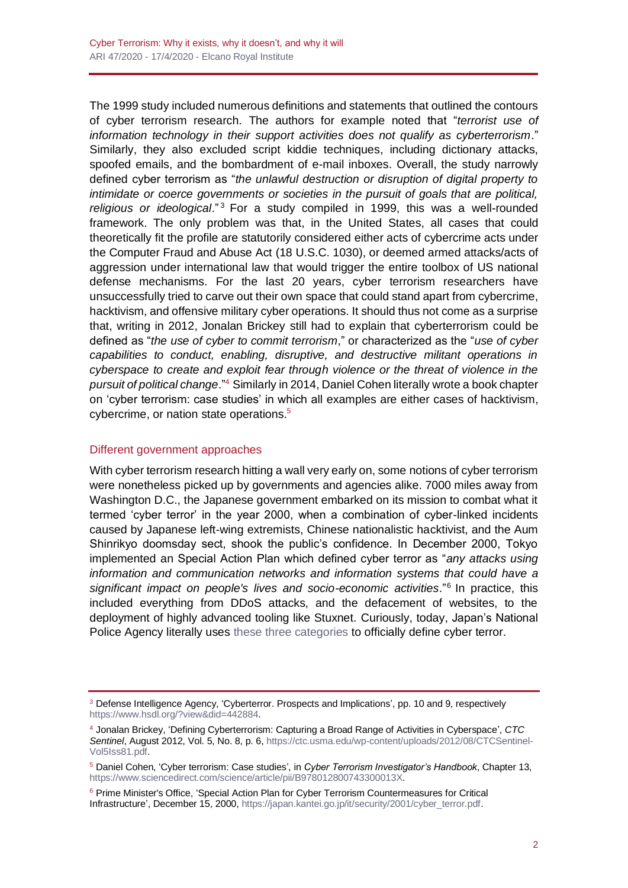The 1999 study included numerous definitions and statements that outlined the contours of cyber terrorism research. The authors for example noted that "*terrorist use of information technology in their support activities does not qualify as cyberterrorism*." Similarly, they also excluded script kiddie techniques, including dictionary attacks, spoofed emails, and the bombardment of e-mail inboxes. Overall, the study narrowly defined cyber terrorism as "*the unlawful destruction or disruption of digital property to intimidate or coerce governments or societies in the pursuit of goals that are political, religious or ideological*."[3] For a study compiled in 1999, this was a well-rounded framework. The only problem was that, in the United States, all cases that could theoretically fit the profile are statutorily considered either acts of cybercrime acts under the Computer Fraud and Abuse Act (18 U.S.C. 1030), or deemed armed attacks/acts of aggression under international law that would trigger the entire toolbox of US national defense mechanisms. For the last 20 years, cyber terrorism researchers have unsuccessfully tried to carve out their own space that could stand apart from cybercrime, hacktivism, and offensive military cyber operations. It should thus not come as a surprise that, writing in 2012, Jonalan Brickey still had to explain that cyberterrorism could be defined as "*the use of cyber to commit terrorism*," or characterized as the "*use of cyber capabilities to conduct, enabling, disruptive, and destructive militant operations in cyberspace to create and exploit fear through violence or the threat of violence in the pursuit of political change*."[4] Similarly in 2014, Daniel Cohen literally wrote a book chapter on 'cyber terrorism: case studies' in which all examples are either cases of hacktivism, cybercrime, or nation state operations.[5]

## Different government approaches

With cyber terrorism research hitting a wall very early on, some notions of cyber terrorism were nonetheless picked up by governments and agencies alike. 7000 miles away from Washington D.C., the Japanese government embarked on its mission to combat what it termed 'cyber terror' in the year 2000, when a combination of cyber-linked incidents caused by Japanese left-wing extremists, Chinese nationalistic hacktivist, and the Aum Shinrikyo doomsday sect, shook the public's confidence. In December 2000, Tokyo implemented an Special Action Plan which defined cyber terror as "*any attacks using information and communication networks and information systems that could have a significant impact on people's lives and socio-economic activities*."[6] In practice, this included everything from DDoS attacks, and the defacement of websites, to the deployment of highly advanced tooling like Stuxnet. Curiously, today, Japan's National Police Agency literally uses these three categories to officially define cyber terror.

---

[3] Defense Intelligence Agency, 'Cyberterror. Prospects and Implications', pp. 10 and 9, respectively https://www.hsdl.org/?view&did=442884.

[4] Jonalan Brickey, 'Defining Cyberterrorism: Capturing a Broad Range of Activities in Cyberspace', *CTC Sentinel*, August 2012, Vol. 5, No. 8, p. 6, https://ctc.usma.edu/wp-content/uploads/2012/08/CTCSentinel-Vol5Iss81.pdf.

[5] Daniel Cohen, 'Cyber terrorism: Case studies', in *Cyber Terrorism Investigator's Handbook*, Chapter 13, https://www.sciencedirect.com/science/article/pii/B978012800743300013X.

[6] Prime Minister's Office, 'Special Action Plan for Cyber Terrorism Countermeasures for Critical Infrastructure', December 15, 2000, https://japan.kantei.go.jp/it/security/2001/cyber_terror.pdf.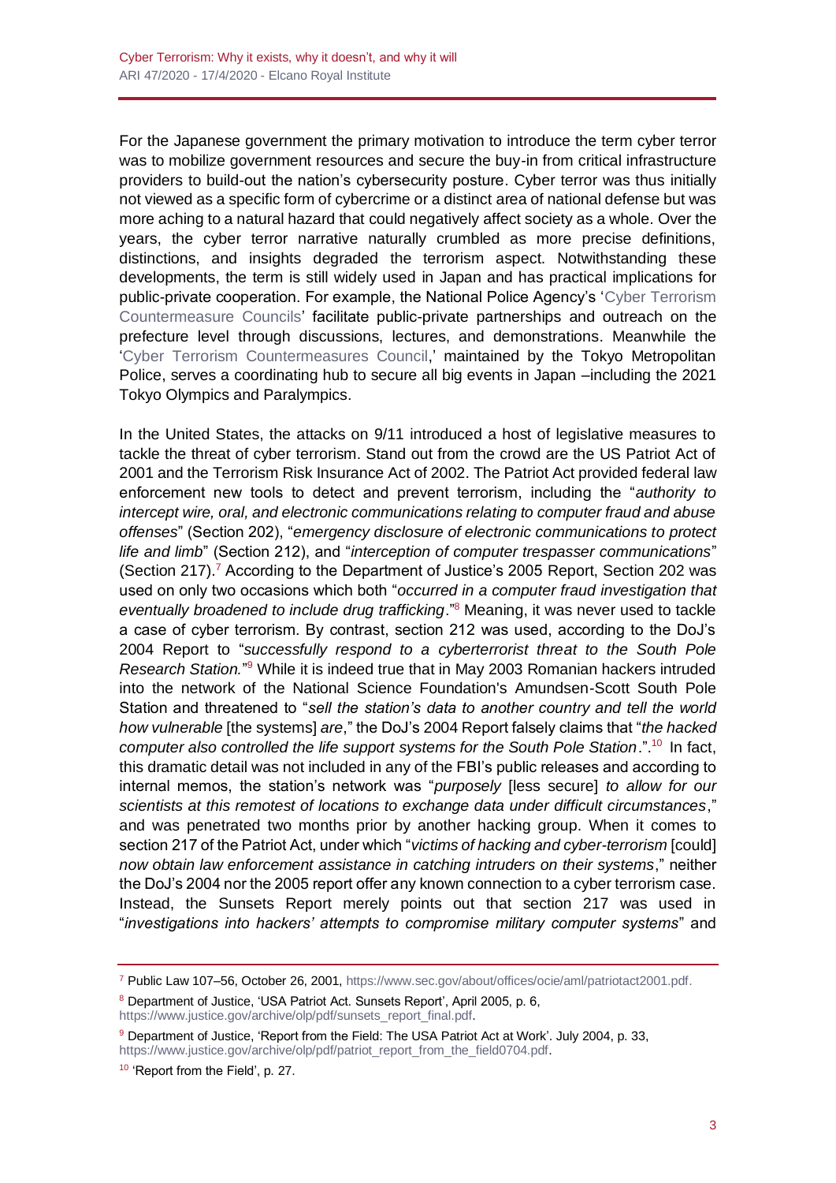For the Japanese government the primary motivation to introduce the term cyber terror was to mobilize government resources and secure the buy-in from critical infrastructure providers to build-out the nation's cybersecurity posture. Cyber terror was thus initially not viewed as a specific form of cybercrime or a distinct area of national defense but was more aching to a natural hazard that could negatively affect society as a whole. Over the years, the cyber terror narrative naturally crumbled as more precise definitions, distinctions, and insights degraded the terrorism aspect. Notwithstanding these developments, the term is still widely used in Japan and has practical implications for public-private cooperation. For example, the National Police Agency's 'Cyber Terrorism Countermeasure Councils' facilitate public-private partnerships and outreach on the prefecture level through discussions, lectures, and demonstrations. Meanwhile the 'Cyber Terrorism Countermeasures Council,' maintained by the Tokyo Metropolitan Police, serves a coordinating hub to secure all big events in Japan –including the 2021 Tokyo Olympics and Paralympics.

In the United States, the attacks on 9/11 introduced a host of legislative measures to tackle the threat of cyber terrorism. Stand out from the crowd are the US Patriot Act of 2001 and the Terrorism Risk Insurance Act of 2002. The Patriot Act provided federal law enforcement new tools to detect and prevent terrorism, including the "*authority to intercept wire, oral, and electronic communications relating to computer fraud and abuse offenses*" (Section 202), "*emergency disclosure of electronic communications to protect life and limb*" (Section 212), and "*interception of computer trespasser communications*" (Section 217).[7] According to the Department of Justice's 2005 Report, Section 202 was used on only two occasions which both "*occurred in a computer fraud investigation that eventually broadened to include drug trafficking*."[8] Meaning, it was never used to tackle a case of cyber terrorism. By contrast, section 212 was used, according to the DoJ's 2004 Report to "*successfully respond to a cyberterrorist threat to the South Pole Research Station.*"[9] While it is indeed true that in May 2003 Romanian hackers intruded into the network of the National Science Foundation's Amundsen-Scott South Pole Station and threatened to "*sell the station's data to another country and tell the world how vulnerable* [the systems] *are*," the DoJ's 2004 Report falsely claims that "*the hacked computer also controlled the life support systems for the South Pole Station*.".[10] In fact, this dramatic detail was not included in any of the FBI's public releases and according to internal memos, the station's network was "*purposely* [less secure] *to allow for our scientists at this remotest of locations to exchange data under difficult circumstances*," and was penetrated two months prior by another hacking group. When it comes to section 217 of the Patriot Act, under which "*victims of hacking and cyber-terrorism* [could] *now obtain law enforcement assistance in catching intruders on their systems*," neither the DoJ's 2004 nor the 2005 report offer any known connection to a cyber terrorism case. Instead, the Sunsets Report merely points out that section 217 was used in "*investigations into hackers' attempts to compromise military computer systems*" and

---

[7] Public Law 107–56, October 26, 2001, https://www.sec.gov/about/offices/ocie/aml/patriotact2001.pdf.

[8] Department of Justice, 'USA Patriot Act. Sunsets Report', April 2005, p. 6, https://www.justice.gov/archive/olp/pdf/sunsets_report_final.pdf.

[9] Department of Justice, 'Report from the Field: The USA Patriot Act at Work'. July 2004, p. 33, https://www.justice.gov/archive/olp/pdf/patriot_report_from_the_field0704.pdf.

[10] 'Report from the Field', p. 27.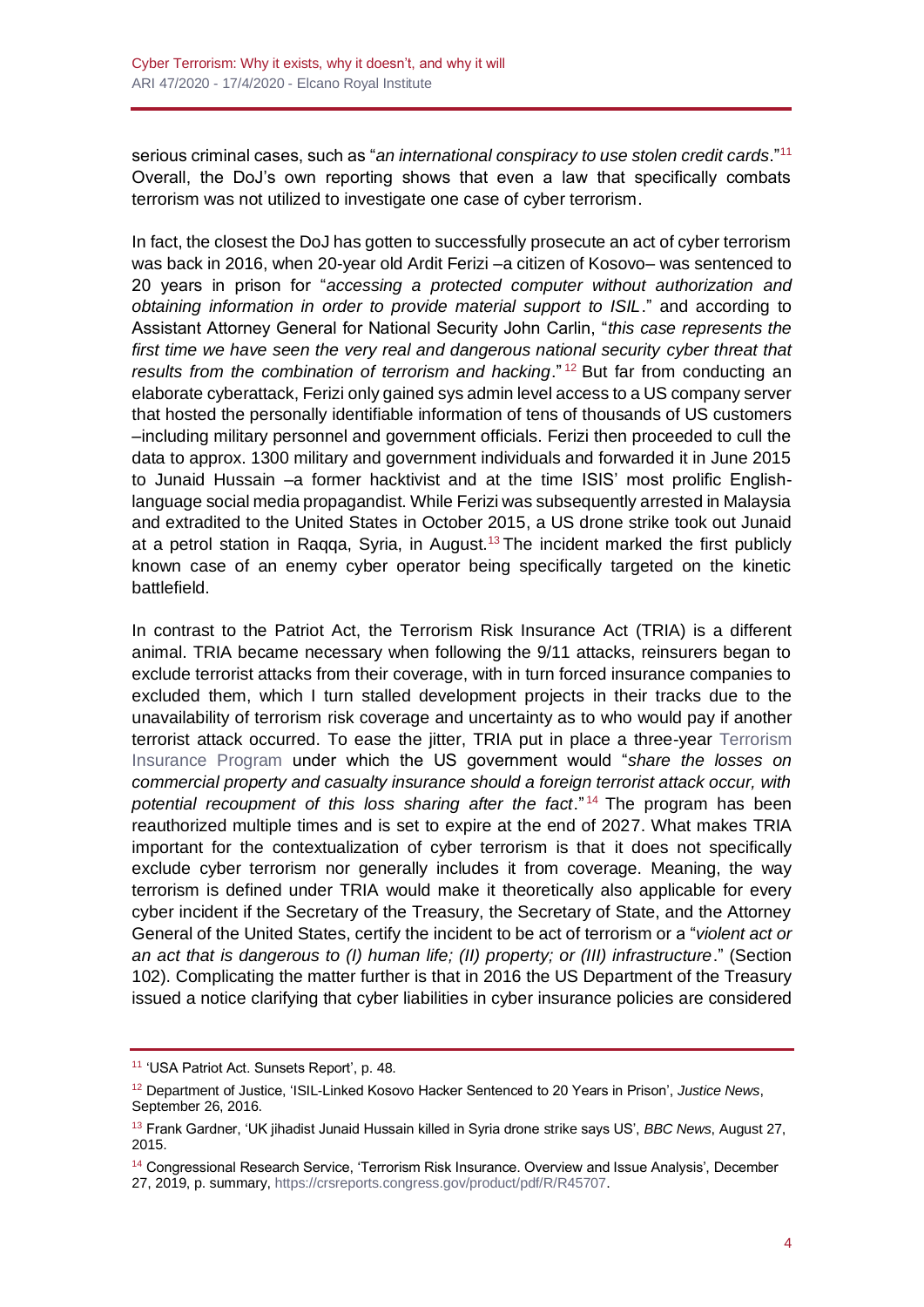serious criminal cases, such as "*an international conspiracy to use stolen credit cards*."[11] Overall, the DoJ's own reporting shows that even a law that specifically combats terrorism was not utilized to investigate one case of cyber terrorism.

In fact, the closest the DoJ has gotten to successfully prosecute an act of cyber terrorism was back in 2016, when 20-year old Ardit Ferizi –a citizen of Kosovo– was sentenced to 20 years in prison for "*accessing a protected computer without authorization and obtaining information in order to provide material support to ISIL*." and according to Assistant Attorney General for National Security John Carlin, "*this case represents the first time we have seen the very real and dangerous national security cyber threat that results from the combination of terrorism and hacking*."[12] But far from conducting an elaborate cyberattack, Ferizi only gained sys admin level access to a US company server that hosted the personally identifiable information of tens of thousands of US customers –including military personnel and government officials. Ferizi then proceeded to cull the data to approx. 1300 military and government individuals and forwarded it in June 2015 to Junaid Hussain –a former hacktivist and at the time ISIS' most prolific English-language social media propagandist. While Ferizi was subsequently arrested in Malaysia and extradited to the United States in October 2015, a US drone strike took out Junaid at a petrol station in Raqqa, Syria, in August.[13] The incident marked the first publicly known case of an enemy cyber operator being specifically targeted on the kinetic battlefield.

In contrast to the Patriot Act, the Terrorism Risk Insurance Act (TRIA) is a different animal. TRIA became necessary when following the 9/11 attacks, reinsurers began to exclude terrorist attacks from their coverage, with in turn forced insurance companies to excluded them, which I turn stalled development projects in their tracks due to the unavailability of terrorism risk coverage and uncertainty as to who would pay if another terrorist attack occurred. To ease the jitter, TRIA put in place a three-year Terrorism Insurance Program under which the US government would "*share the losses on commercial property and casualty insurance should a foreign terrorist attack occur, with potential recoupment of this loss sharing after the fact*."[14] The program has been reauthorized multiple times and is set to expire at the end of 2027. What makes TRIA important for the contextualization of cyber terrorism is that it does not specifically exclude cyber terrorism nor generally includes it from coverage. Meaning, the way terrorism is defined under TRIA would make it theoretically also applicable for every cyber incident if the Secretary of the Treasury, the Secretary of State, and the Attorney General of the United States, certify the incident to be act of terrorism or a "*violent act or an act that is dangerous to (I) human life; (II) property; or (III) infrastructure*." (Section 102). Complicating the matter further is that in 2016 the US Department of the Treasury issued a notice clarifying that cyber liabilities in cyber insurance policies are considered

---

[11] 'USA Patriot Act. Sunsets Report', p. 48.

[12] Department of Justice, 'ISIL-Linked Kosovo Hacker Sentenced to 20 Years in Prison', *Justice News*, September 26, 2016.

[13] Frank Gardner, 'UK jihadist Junaid Hussain killed in Syria drone strike says US', *BBC News*, August 27, 2015.

[14] Congressional Research Service, 'Terrorism Risk Insurance. Overview and Issue Analysis', December 27, 2019, p. summary, https://crsreports.congress.gov/product/pdf/R/R45707.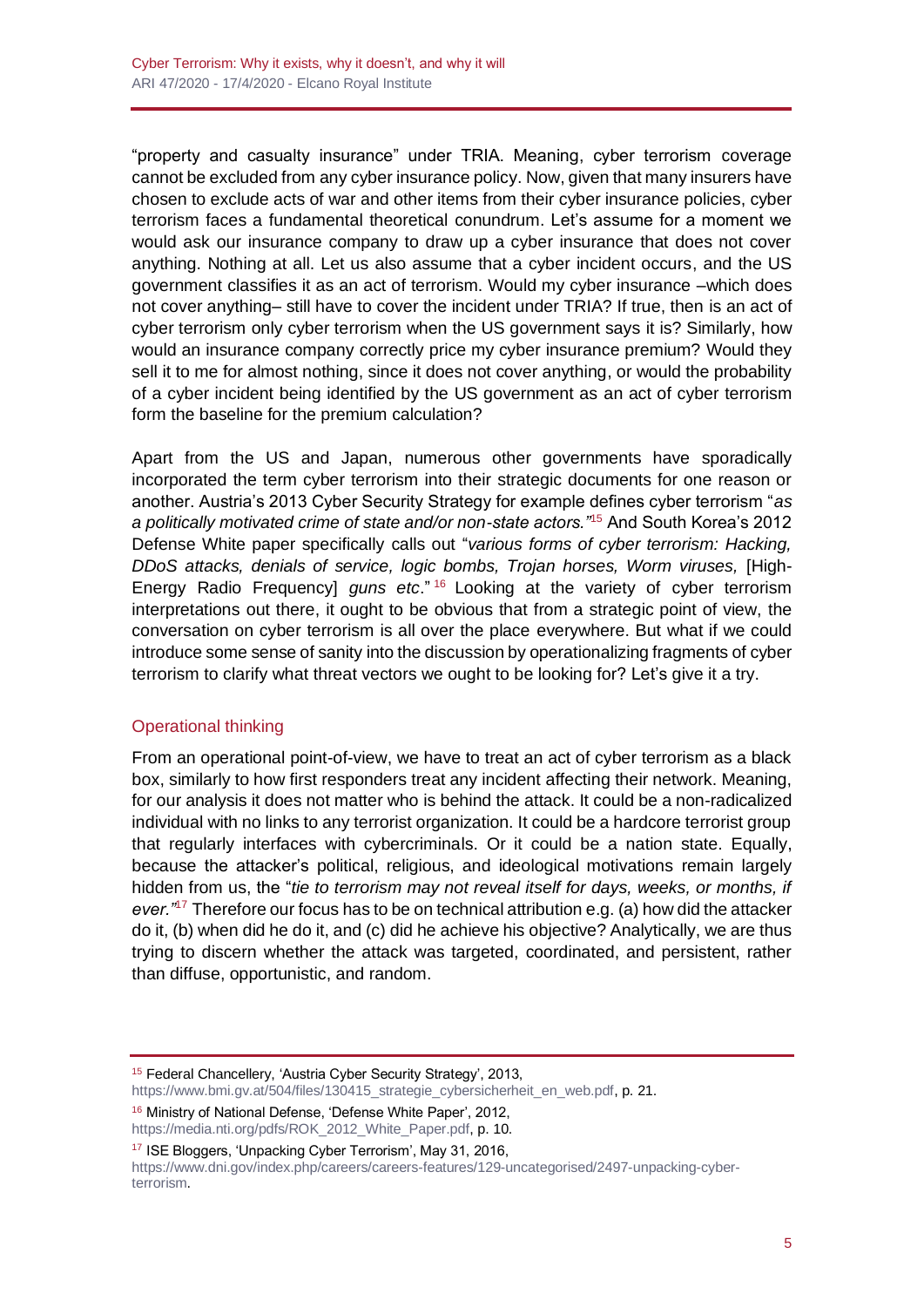"property and casualty insurance" under TRIA. Meaning, cyber terrorism coverage cannot be excluded from any cyber insurance policy. Now, given that many insurers have chosen to exclude acts of war and other items from their cyber insurance policies, cyber terrorism faces a fundamental theoretical conundrum. Let's assume for a moment we would ask our insurance company to draw up a cyber insurance that does not cover anything. Nothing at all. Let us also assume that a cyber incident occurs, and the US government classifies it as an act of terrorism. Would my cyber insurance –which does not cover anything– still have to cover the incident under TRIA? If true, then is an act of cyber terrorism only cyber terrorism when the US government says it is? Similarly, how would an insurance company correctly price my cyber insurance premium? Would they sell it to me for almost nothing, since it does not cover anything, or would the probability of a cyber incident being identified by the US government as an act of cyber terrorism form the baseline for the premium calculation?

Apart from the US and Japan, numerous other governments have sporadically incorporated the term cyber terrorism into their strategic documents for one reason or another. Austria's 2013 Cyber Security Strategy for example defines cyber terrorism "*as a politically motivated crime of state and/or non-state actors.*"[15] And South Korea's 2012 Defense White paper specifically calls out "*various forms of cyber terrorism: Hacking, DDoS attacks, denials of service, logic bombs, Trojan horses, Worm viruses,* [High-Energy Radio Frequency] *guns etc*."[16] Looking at the variety of cyber terrorism interpretations out there, it ought to be obvious that from a strategic point of view, the conversation on cyber terrorism is all over the place everywhere. But what if we could introduce some sense of sanity into the discussion by operationalizing fragments of cyber terrorism to clarify what threat vectors we ought to be looking for? Let's give it a try.

## Operational thinking

From an operational point-of-view, we have to treat an act of cyber terrorism as a black box, similarly to how first responders treat any incident affecting their network. Meaning, for our analysis it does not matter who is behind the attack. It could be a non-radicalized individual with no links to any terrorist organization. It could be a hardcore terrorist group that regularly interfaces with cybercriminals. Or it could be a nation state. Equally, because the attacker's political, religious, and ideological motivations remain largely hidden from us, the "*tie to terrorism may not reveal itself for days, weeks, or months, if ever.*"[17] Therefore our focus has to be on technical attribution e.g. (a) how did the attacker do it, (b) when did he do it, and (c) did he achieve his objective? Analytically, we are thus trying to discern whether the attack was targeted, coordinated, and persistent, rather than diffuse, opportunistic, and random.

---

[15] Federal Chancellery, 'Austria Cyber Security Strategy', 2013, https://www.bmi.gv.at/504/files/130415_strategie_cybersicherheit_en_web.pdf, p. 21.

[16] Ministry of National Defense, 'Defense White Paper', 2012, https://media.nti.org/pdfs/ROK_2012_White_Paper.pdf, p. 10.

[17] ISE Bloggers, 'Unpacking Cyber Terrorism', May 31, 2016, https://www.dni.gov/index.php/careers/careers-features/129-uncategorised/2497-unpacking-cyber-terrorism.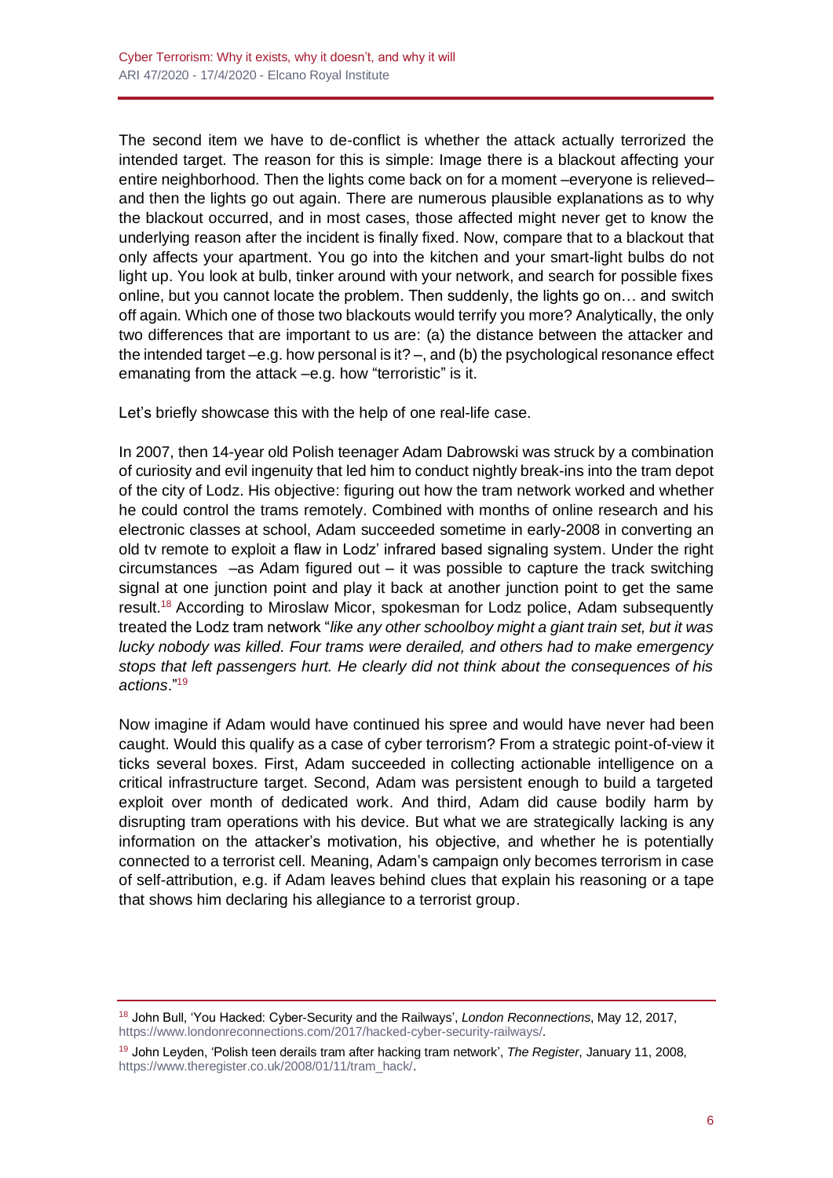The second item we have to de-conflict is whether the attack actually terrorized the intended target. The reason for this is simple: Image there is a blackout affecting your entire neighborhood. Then the lights come back on for a moment –everyone is relieved– and then the lights go out again. There are numerous plausible explanations as to why the blackout occurred, and in most cases, those affected might never get to know the underlying reason after the incident is finally fixed. Now, compare that to a blackout that only affects your apartment. You go into the kitchen and your smart-light bulbs do not light up. You look at bulb, tinker around with your network, and search for possible fixes online, but you cannot locate the problem. Then suddenly, the lights go on… and switch off again. Which one of those two blackouts would terrify you more? Analytically, the only two differences that are important to us are: (a) the distance between the attacker and the intended target –e.g. how personal is it? –, and (b) the psychological resonance effect emanating from the attack –e.g. how "terroristic" is it.

Let's briefly showcase this with the help of one real-life case.

In 2007, then 14-year old Polish teenager Adam Dabrowski was struck by a combination of curiosity and evil ingenuity that led him to conduct nightly break-ins into the tram depot of the city of Lodz. His objective: figuring out how the tram network worked and whether he could control the trams remotely. Combined with months of online research and his electronic classes at school, Adam succeeded sometime in early-2008 in converting an old tv remote to exploit a flaw in Lodz' infrared based signaling system. Under the right circumstances –as Adam figured out – it was possible to capture the track switching signal at one junction point and play it back at another junction point to get the same result.[18] According to Miroslaw Micor, spokesman for Lodz police, Adam subsequently treated the Lodz tram network "*like any other schoolboy might a giant train set, but it was lucky nobody was killed. Four trams were derailed, and others had to make emergency stops that left passengers hurt. He clearly did not think about the consequences of his actions*."[19]

Now imagine if Adam would have continued his spree and would have never had been caught. Would this qualify as a case of cyber terrorism? From a strategic point-of-view it ticks several boxes. First, Adam succeeded in collecting actionable intelligence on a critical infrastructure target. Second, Adam was persistent enough to build a targeted exploit over month of dedicated work. And third, Adam did cause bodily harm by disrupting tram operations with his device. But what we are strategically lacking is any information on the attacker's motivation, his objective, and whether he is potentially connected to a terrorist cell. Meaning, Adam's campaign only becomes terrorism in case of self-attribution, e.g. if Adam leaves behind clues that explain his reasoning or a tape that shows him declaring his allegiance to a terrorist group.

---

[18] John Bull, 'You Hacked: Cyber-Security and the Railways', *London Reconnections*, May 12, 2017, https://www.londonreconnections.com/2017/hacked-cyber-security-railways/.

[19] John Leyden, 'Polish teen derails tram after hacking tram network', *The Register*, January 11, 2008, https://www.theregister.co.uk/2008/01/11/tram_hack/.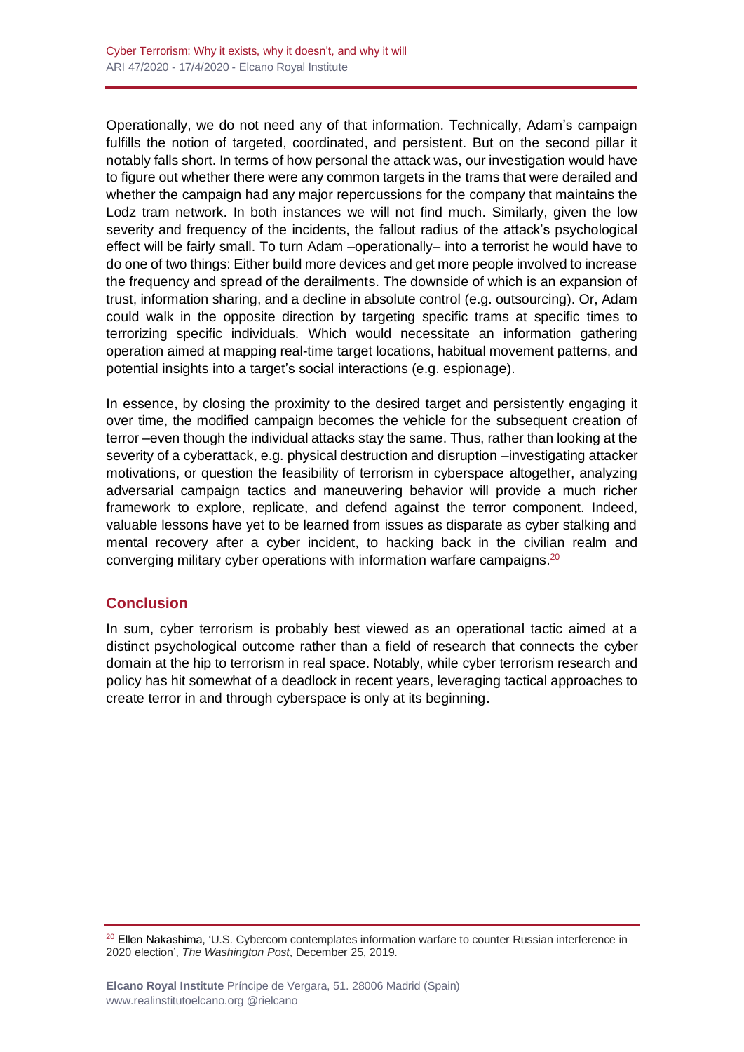Operationally, we do not need any of that information. Technically, Adam's campaign fulfills the notion of targeted, coordinated, and persistent. But on the second pillar it notably falls short. In terms of how personal the attack was, our investigation would have to figure out whether there were any common targets in the trams that were derailed and whether the campaign had any major repercussions for the company that maintains the Lodz tram network. In both instances we will not find much. Similarly, given the low severity and frequency of the incidents, the fallout radius of the attack's psychological effect will be fairly small. To turn Adam –operationally– into a terrorist he would have to do one of two things: Either build more devices and get more people involved to increase the frequency and spread of the derailments. The downside of which is an expansion of trust, information sharing, and a decline in absolute control (e.g. outsourcing). Or, Adam could walk in the opposite direction by targeting specific trams at specific times to terrorizing specific individuals. Which would necessitate an information gathering operation aimed at mapping real-time target locations, habitual movement patterns, and potential insights into a target's social interactions (e.g. espionage).

In essence, by closing the proximity to the desired target and persistently engaging it over time, the modified campaign becomes the vehicle for the subsequent creation of terror –even though the individual attacks stay the same. Thus, rather than looking at the severity of a cyberattack, e.g. physical destruction and disruption –investigating attacker motivations, or question the feasibility of terrorism in cyberspace altogether, analyzing adversarial campaign tactics and maneuvering behavior will provide a much richer framework to explore, replicate, and defend against the terror component. Indeed, valuable lessons have yet to be learned from issues as disparate as cyber stalking and mental recovery after a cyber incident, to hacking back in the civilian realm and converging military cyber operations with information warfare campaigns.[20]

## Conclusion

In sum, cyber terrorism is probably best viewed as an operational tactic aimed at a distinct psychological outcome rather than a field of research that connects the cyber domain at the hip to terrorism in real space. Notably, while cyber terrorism research and policy has hit somewhat of a deadlock in recent years, leveraging tactical approaches to create terror in and through cyberspace is only at its beginning.

[20] Ellen Nakashima, 'U.S. Cybercom contemplates information warfare to counter Russian interference in 2020 election', *The Washington Post*, December 25, 2019.